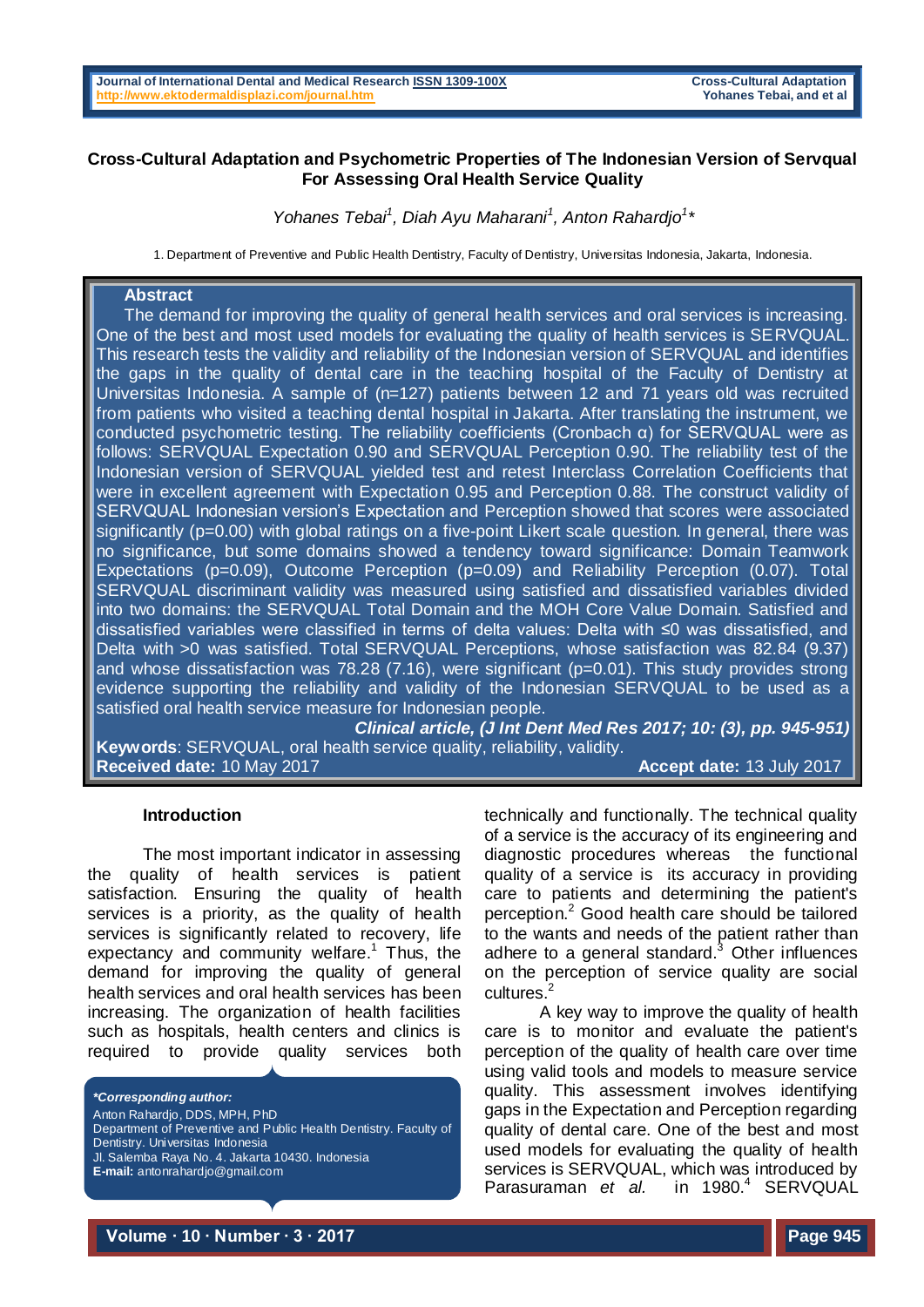# Cross-Cultural Adaptation and Psychometric Properties of The Indonesian Version of Servqual For Assessing Oral Health Service Quality

*Yohanes Tebai[1], Diah Ayu Maharani[1], Anton Rahardjo[1]\**

1. Department of Preventive and Public Health Dentistry, Faculty of Dentistry, Universitas Indonesia, Jakarta, Indonesia.

## Abstract

The demand for improving the quality of general health services and oral services is increasing. One of the best and most used models for evaluating the quality of health services is SERVQUAL. This research tests the validity and reliability of the Indonesian version of SERVQUAL and identifies the gaps in the quality of dental care in the teaching hospital of the Faculty of Dentistry at Universitas Indonesia. A sample of (n=127) patients between 12 and 71 years old was recruited from patients who visited a teaching dental hospital in Jakarta. After translating the instrument, we conducted psychometric testing. The reliability coefficients (Cronbach α) for SERVQUAL were as follows: SERVQUAL Expectation 0.90 and SERVQUAL Perception 0.90. The reliability test of the Indonesian version of SERVQUAL yielded test and retest Interclass Correlation Coefficients that were in excellent agreement with Expectation 0.95 and Perception 0.88. The construct validity of SERVQUAL Indonesian version's Expectation and Perception showed that scores were associated significantly ($p$=0.00) with global ratings on a five-point Likert scale question. In general, there was no significance, but some domains showed a tendency toward significance: Domain Teamwork Expectations ($p$=0.09), Outcome Perception ($p$=0.09) and Reliability Perception (0.07). Total SERVQUAL discriminant validity was measured using satisfied and dissatisfied variables divided into two domains: the SERVQUAL Total Domain and the MOH Core Value Domain. Satisfied and dissatisfied variables were classified in terms of delta values: Delta with ≤0 was dissatisfied, and Delta with >0 was satisfied. Total SERVQUAL Perceptions, whose satisfaction was 82.84 (9.37) and whose dissatisfaction was 78.28 (7.16), were significant ($p$=0.01). This study provides strong evidence supporting the reliability and validity of the Indonesian SERVQUAL to be used as a satisfied oral health service measure for Indonesian people.

***Clinical article, (J Int Dent Med Res 2017; 10: (3), pp. 945-951)***

**Keywords**: SERVQUAL, oral health service quality, reliability, validity.

**Received date:** 10 May 2017 **Accept date:** 13 July 2017

## Introduction

The most important indicator in assessing the quality of health services is patient satisfaction. Ensuring the quality of health services is a priority, as the quality of health services is significantly related to recovery, life expectancy and community welfare.[1] Thus, the demand for improving the quality of general health services and oral health services has been increasing. The organization of health facilities such as hospitals, health centers and clinics is required to provide quality services both technically and functionally. The technical quality of a service is the accuracy of its engineering and diagnostic procedures whereas the functional quality of a service is its accuracy in providing care to patients and determining the patient's perception.[2] Good health care should be tailored to the wants and needs of the patient rather than adhere to a general standard.[3] Other influences on the perception of service quality are social cultures.[2]

A key way to improve the quality of health care is to monitor and evaluate the patient's perception of the quality of health care over time using valid tools and models to measure service quality. This assessment involves identifying gaps in the Expectation and Perception regarding quality of dental care. One of the best and most used models for evaluating the quality of health services is SERVQUAL, which was introduced by Parasuraman *et al.* in 1980.[4] SERVQUAL

***Corresponding author:***
Anton Rahardjo, DDS, MPH, PhD
Department of Preventive and Public Health Dentistry. Faculty of Dentistry. Universitas Indonesia
Jl. Salemba Raya No. 4. Jakarta 10430. Indonesia
**E-mail:** antonrahardjo@gmail.com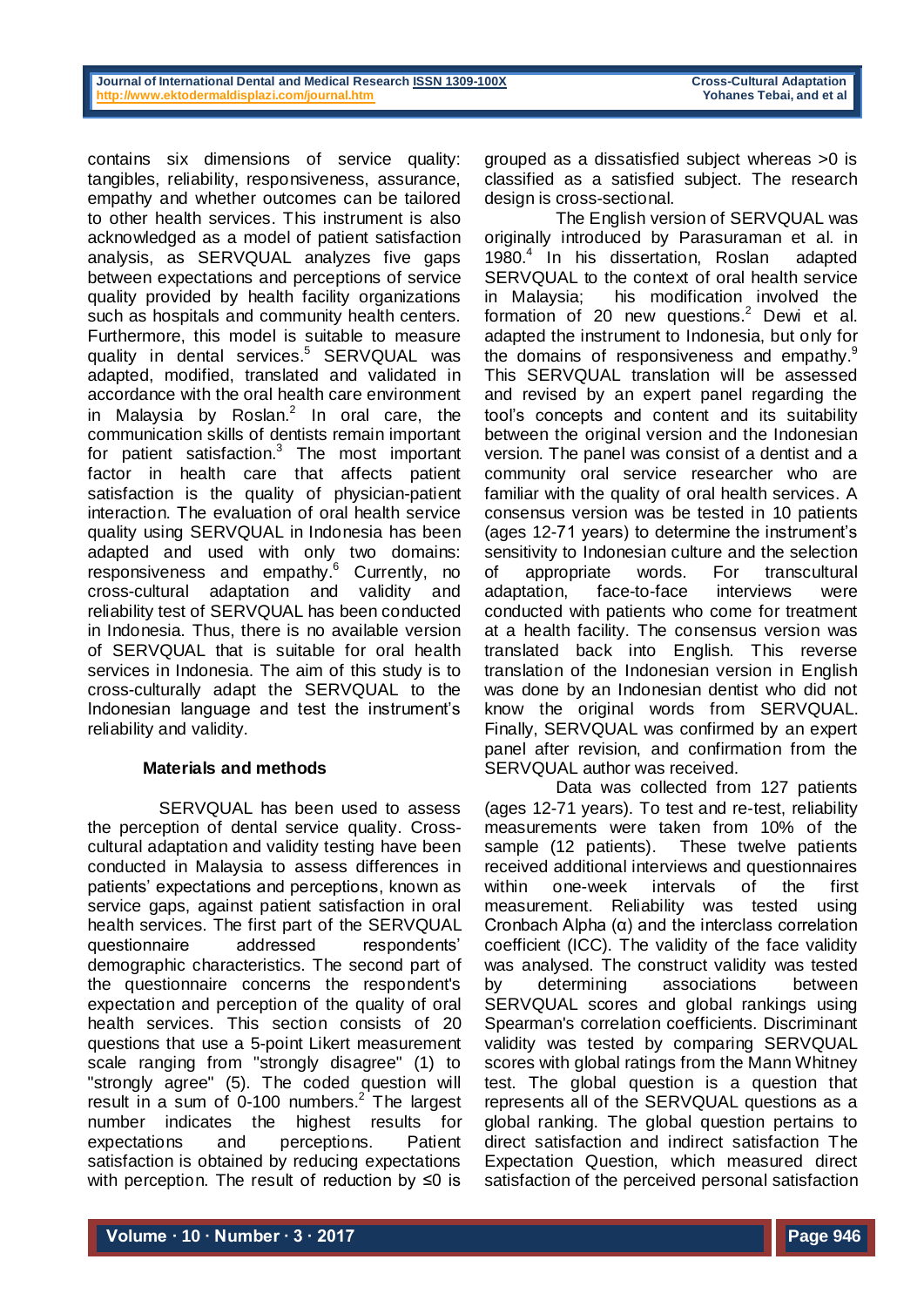contains six dimensions of service quality: tangibles, reliability, responsiveness, assurance, empathy and whether outcomes can be tailored to other health services. This instrument is also acknowledged as a model of patient satisfaction analysis, as SERVQUAL analyzes five gaps between expectations and perceptions of service quality provided by health facility organizations such as hospitals and community health centers. Furthermore, this model is suitable to measure quality in dental services.[5] SERVQUAL was adapted, modified, translated and validated in accordance with the oral health care environment in Malaysia by Roslan.[2] In oral care, the communication skills of dentists remain important for patient satisfaction.[3] The most important factor in health care that affects patient satisfaction is the quality of physician-patient interaction. The evaluation of oral health service quality using SERVQUAL in Indonesia has been adapted and used with only two domains: responsiveness and empathy.[6] Currently, no cross-cultural adaptation and validity and reliability test of SERVQUAL has been conducted in Indonesia. Thus, there is no available version of SERVQUAL that is suitable for oral health services in Indonesia. The aim of this study is to cross-culturally adapt the SERVQUAL to the Indonesian language and test the instrument's reliability and validity.

## Materials and methods

SERVQUAL has been used to assess the perception of dental service quality. Cross-cultural adaptation and validity testing have been conducted in Malaysia to assess differences in patients' expectations and perceptions, known as service gaps, against patient satisfaction in oral health services. The first part of the SERVQUAL questionnaire addressed respondents' demographic characteristics. The second part of the questionnaire concerns the respondent's expectation and perception of the quality of oral health services. This section consists of 20 questions that use a 5-point Likert measurement scale ranging from "strongly disagree" (1) to "strongly agree" (5). The coded question will result in a sum of 0-100 numbers.[2] The largest number indicates the highest results for expectations and perceptions. Patient satisfaction is obtained by reducing expectations with perception. The result of reduction by ≤0 is grouped as a dissatisfied subject whereas >0 is classified as a satisfied subject. The research design is cross-sectional.

The English version of SERVQUAL was originally introduced by Parasuraman et al. in 1980.[4] In his dissertation, Roslan adapted SERVQUAL to the context of oral health service in Malaysia; his modification involved the formation of 20 new questions.[2] Dewi et al. adapted the instrument to Indonesia, but only for the domains of responsiveness and empathy.[9] This SERVQUAL translation will be assessed and revised by an expert panel regarding the tool's concepts and content and its suitability between the original version and the Indonesian version. The panel was consist of a dentist and a community oral service researcher who are familiar with the quality of oral health services. A consensus version was be tested in 10 patients (ages 12-71 years) to determine the instrument's sensitivity to Indonesian culture and the selection of appropriate words. For transcultural adaptation, face-to-face interviews were conducted with patients who come for treatment at a health facility. The consensus version was translated back into English. This reverse translation of the Indonesian version in English was done by an Indonesian dentist who did not know the original words from SERVQUAL. Finally, SERVQUAL was confirmed by an expert panel after revision, and confirmation from the SERVQUAL author was received.

Data was collected from 127 patients (ages 12-71 years). To test and re-test, reliability measurements were taken from 10% of the sample (12 patients). These twelve patients received additional interviews and questionnaires within one-week intervals of the first measurement. Reliability was tested using Cronbach Alpha (α) and the interclass correlation coefficient (ICC). The validity of the face validity was analysed. The construct validity was tested by determining associations between SERVQUAL scores and global rankings using Spearman's correlation coefficients. Discriminant validity was tested by comparing SERVQUAL scores with global ratings from the Mann Whitney test. The global question is a question that represents all of the SERVQUAL questions as a global ranking. The global question pertains to direct satisfaction and indirect satisfaction The Expectation Question, which measured direct satisfaction of the perceived personal satisfaction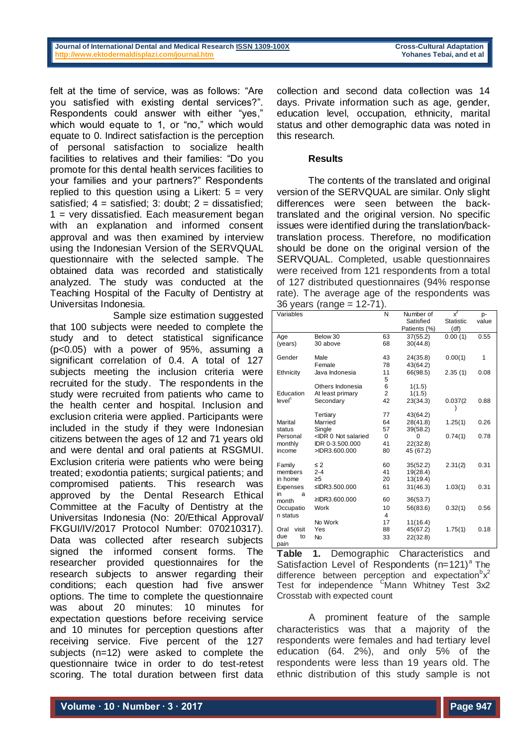felt at the time of service, was as follows: "Are you satisfied with existing dental services?". Respondents could answer with either "yes," which would equate to 1, or "no," which would equate to 0. Indirect satisfaction is the perception of personal satisfaction to socialize health facilities to relatives and their families: "Do you promote for this dental health services facilities to your families and your partners?" Respondents replied to this question using a Likert: 5 = very satisfied; 4 = satisfied; 3: doubt; 2 = dissatisfied; 1 = very dissatisfied. Each measurement began with an explanation and informed consent approval and was then examined by interview using the Indonesian Version of the SERVQUAL questionnaire with the selected sample. The obtained data was recorded and statistically analyzed. The study was conducted at the Teaching Hospital of the Faculty of Dentistry at Universitas Indonesia.

Sample size estimation suggested that 100 subjects were needed to complete the study and to detect statistical significance ($p<0.05$) with a power of 95%, assuming a significant correlation of 0.4. A total of 127 subjects meeting the inclusion criteria were recruited for the study. The respondents in the study were recruited from patients who came to the health center and hospital. Inclusion and exclusion criteria were applied. Participants were included in the study if they were Indonesian citizens between the ages of 12 and 71 years old and were dental and oral patients at RSGMUI. Exclusion criteria were patients who were being treated; exodontia patients; surgical patients; and compromised patients. This research was approved by the Dental Research Ethical Committee at the Faculty of Dentistry at the Universitas Indonesia (No: 20/Ethical Approval/ FKGUI/IV/2017 Protocol Number: 070210317). Data was collected after research subjects signed the informed consent forms. The researcher provided questionnaires for the research subjects to answer regarding their conditions; each question had five answer options. The time to complete the questionnaire was about 20 minutes: 10 minutes for expectation questions before receiving service and 10 minutes for perception questions after receiving service. Five percent of the 127 subjects (n=12) were asked to complete the questionnaire twice in order to do test-retest scoring. The total duration between first data collection and second data collection was 14 days. Private information such as age, gender, education level, occupation, ethnicity, marital status and other demographic data was noted in this research.

## Results

The contents of the translated and original version of the SERVQUAL are similar. Only slight differences were seen between the back-translated and the original version. No specific issues were identified during the translation/back-translation process. Therefore, no modification should be done on the original version of the SERVQUAL. Completed, usable questionnaires were received from 121 respondents from a total of 127 distributed questionnaires (94% response rate). The average age of the respondents was 36 years (range = 12-71).

| Variables | | N | Number of Satisfied Patients (%) | $x^2$ Statistic (df) | p-value |
|---|---|---|---|---|---|
| Age (years) | Below 30 | 63 | 37(55.2) | 0.00 (1) | 0.55 |
| | 30 above | 68 | 30(44.8) | | |
| Gender | Male | 43 | 24(35.8) | 0.00(1) | 1 |
| | Female | 78 | 43(64.2) | | |
| Ethnicity | Java Indonesia | 115 | 66(98.5) | 2.35 (1) | 0.08 |
| | Others Indonesia | 6 | 1(1.5) | | |
| Education level[c] | At least primary | 2 | 1(1.5) | | |
| | Secondary | 42 | 23(34.3) | 0.037(2) | 0.88 |
| | Tertiary | 77 | 43(64.2) | | |
| Marital status | Married | 64 | 28(41.8) | 1.25(1) | 0.26 |
| | Single | 57 | 39(58.2) | | |
| Personal monthly income | <IDR 0 Not salaried | 0 | 0 | 0.74(1) | 0.78 |
| | IDR 0-3.500.000 | 41 | 22(32.8) | | |
| | >IDR3.600.000 | 80 | 45 (67.2) | | |
| Family members in home | ≤ 2 | 60 | 35(52.2) | 2.31(2) | 0.31 |
| | 2-4 | 41 | 19(28.4) | | |
| | ≥5 | 20 | 13(19.4) | | |
| Expenses in a month | ≤IDR3.500.000 | 61 | 31(46.3) | 1.03(1) | 0.31 |
| | ≥IDR3.600.000 | 60 | 36(53.7) | | |
| Occupation status | Work | 104 | 56(83.6) | 0.32(1) | 0.56 |
| | No Work | 17 | 11(16.4) | | |
| Oral visit due to pain | Yes | 88 | 45(67.2) | 1.75(1) | 0.18 |
| | No | 33 | 22(32.8) | | |

**Table 1.** Demographic Characteristics and Satisfaction Level of Respondents (n=121)[a] The difference between perception and expectation[b] $x^2$ Test for independence [C]Mann Whitney Test 3x2 Crosstab with expected count

A prominent feature of the sample characteristics was that a majority of the respondents were females and had tertiary level education (64. 2%), and only 5% of the respondents were less than 19 years old. The ethnic distribution of this study sample is not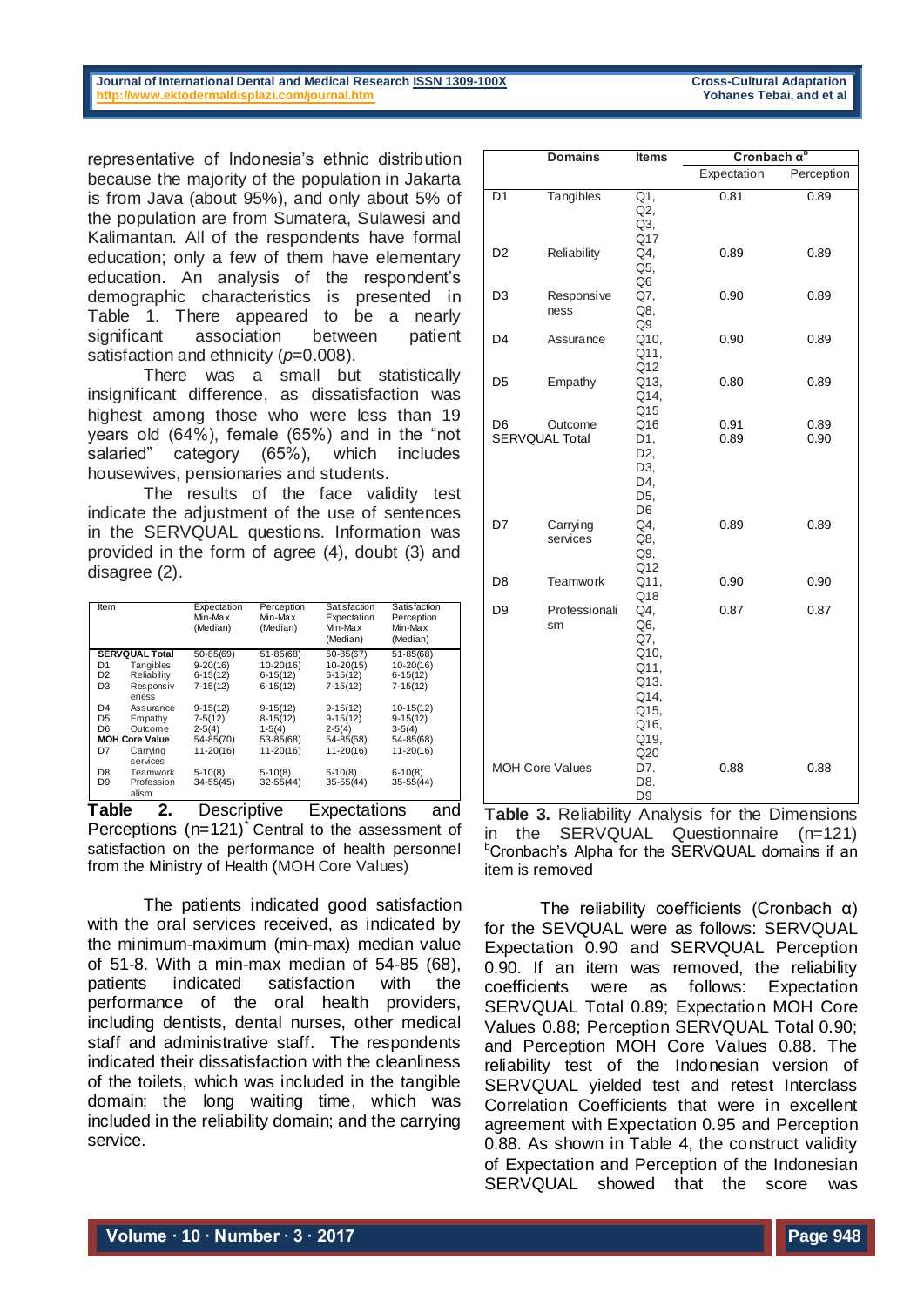representative of Indonesia's ethnic distribution because the majority of the population in Jakarta is from Java (about 95%), and only about 5% of the population are from Sumatera, Sulawesi and Kalimantan. All of the respondents have formal education; only a few of them have elementary education. An analysis of the respondent's demographic characteristics is presented in Table 1. There appeared to be a nearly significant association between patient satisfaction and ethnicity (*p*=0.008).

There was a small but statistically insignificant difference, as dissatisfaction was highest among those who were less than 19 years old (64%), female (65%) and in the "not salaried" category (65%), which includes housewives, pensionaries and students.

The results of the face validity test indicate the adjustment of the use of sentences in the SERVQUAL questions. Information was provided in the form of agree (4), doubt (3) and disagree (2).

| Item | | Expectation Min-Max (Median) | Perception Min-Max (Median) | Satisfaction Expectation Min-Max (Median) | Satisfaction Perception Min-Max (Median) |
|---|---|---|---|---|---|
| **SERVQUAL Total** | | 50-85(69) | 51-85(68) | 50-85(67) | 51-85(68) |
| D1 | Tangibles | 9-20(16) | 10-20(16) | 10-20(15) | 10-20(16) |
| D2 | Reliability | 6-15(12) | 6-15(12) | 6-15(12) | 6-15(12) |
| D3 | Responsiveness | 7-15(12) | 6-15(12) | 7-15(12) | 7-15(12) |
| D4 | Assurance | 9-15(12) | 9-15(12) | 9-15(12) | 10-15(12) |
| D5 | Empathy | 7-5(12) | 8-15(12) | 9-15(12) | 9-15(12) |
| D6 | Outcome | 2-5(4) | 1-5(4) | 2-5(4) | 3-5(4) |
| **MOH Core Value** | | 54-85(70) | 53-85(68) | 54-85(68) | 54-85(68) |
| D7 | Carrying services | 11-20(16) | 11-20(16) | 11-20(16) | 11-20(16) |
| D8 | Teamwork | 5-10(8) | 5-10(8) | 6-10(8) | 6-10(8) |
| D9 | Professionalism | 34-55(45) | 32-55(44) | 35-55(44) | 35-55(44) |

**Table 2.** Descriptive Expectations and Perceptions (n=121)* Central to the assessment of satisfaction on the performance of health personnel from the Ministry of Health (MOH Core Values)

The patients indicated good satisfaction with the oral services received, as indicated by the minimum-maximum (min-max) median value of 51-8. With a min-max median of 54-85 (68), patients indicated satisfaction with the performance of the oral health providers, including dentists, dental nurses, other medical staff and administrative staff. The respondents indicated their dissatisfaction with the cleanliness of the toilets, which was included in the tangible domain; the long waiting time, which was included in the reliability domain; and the carrying service.

| | Domains | Items | Cronbach α[b] Expectation | Cronbach α[b] Perception |
|---|---|---|---|---|
| D1 | Tangibles | Q1, Q2, Q3, Q17 | 0.81 | 0.89 |
| D2 | Reliability | Q4, Q5, Q6 | 0.89 | 0.89 |
| D3 | Responsiveness | Q7, Q8, Q9 | 0.90 | 0.89 |
| D4 | Assurance | Q10, Q11, Q12 | 0.90 | 0.89 |
| D5 | Empathy | Q13, Q14, Q15 | 0.80 | 0.89 |
| D6 | Outcome | Q16 | 0.91 | 0.89 |
| SERVQUAL Total | | D1, D2, D3, D4, D5, D6 | 0.89 | 0.90 |
| D7 | Carrying services | Q4, Q8, Q9, Q12 | 0.89 | 0.89 |
| D8 | Teamwork | Q11, Q18 | 0.90 | 0.90 |
| D9 | Professionalism | Q4, Q6, Q7, Q10, Q11, Q13. Q14, Q15, Q16, Q19, Q20 | 0.87 | 0.87 |
| MOH Core Values | | D7. D8. D9 | 0.88 | 0.88 |

**Table 3.** Reliability Analysis for the Dimensions in the SERVQUAL Questionnaire (n=121)
[b]Cronbach's Alpha for the SERVQUAL domains if an item is removed

The reliability coefficients (Cronbach α) for the SEVQUAL were as follows: SERVQUAL Expectation 0.90 and SERVQUAL Perception 0.90. If an item was removed, the reliability coefficients were as follows: Expectation SERVQUAL Total 0.89; Expectation MOH Core Values 0.88; Perception SERVQUAL Total 0.90; and Perception MOH Core Values 0.88. The reliability test of the Indonesian version of SERVQUAL yielded test and retest Interclass Correlation Coefficients that were in excellent agreement with Expectation 0.95 and Perception 0.88. As shown in Table 4, the construct validity of Expectation and Perception of the Indonesian SERVQUAL showed that the score was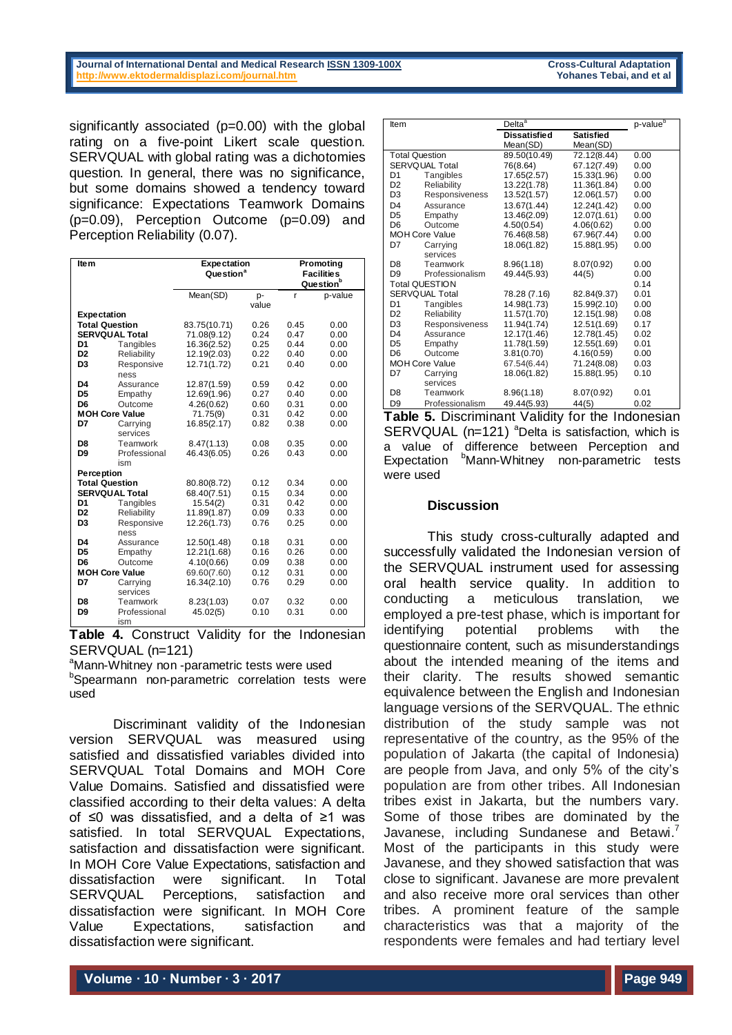significantly associated (p=0.00) with the global rating on a five-point Likert scale question. SERVQUAL with global rating was a dichotomies question. In general, there was no significance, but some domains showed a tendency toward significance: Expectations Teamwork Domains (p=0.09), Perception Outcome (p=0.09) and Perception Reliability (0.07).

| Item | | Expectation Question[a] | | Promoting Facilities Question[b] | |
|---|---|---|---|---|---|
| | | Mean(SD) | p-value | r | p-value |
| **Expectation** | | | | | |
| **Total Question** | | 83.75(10.71) | 0.26 | 0.45 | 0.00 |
| **SERVQUAL Total** | | 71.08(9.12) | 0.24 | 0.47 | 0.00 |
| **D1** | Tangibles | 16.36(2.52) | 0.25 | 0.44 | 0.00 |
| **D2** | Reliability | 12.19(2.03) | 0.22 | 0.40 | 0.00 |
| **D3** | Responsiveness | 12.71(1.72) | 0.21 | 0.40 | 0.00 |
| **D4** | Assurance | 12.87(1.59) | 0.59 | 0.42 | 0.00 |
| **D5** | Empathy | 12.69(1.96) | 0.27 | 0.40 | 0.00 |
| **D6** | Outcome | 4.26(0.62) | 0.60 | 0.31 | 0.00 |
| **MOH Core Value** | | 71.75(9) | 0.31 | 0.42 | 0.00 |
| **D7** | Carrying services | 16.85(2.17) | 0.82 | 0.38 | 0.00 |
| **D8** | Teamwork | 8.47(1.13) | 0.08 | 0.35 | 0.00 |
| **D9** | Professionalism | 46.43(6.05) | 0.26 | 0.43 | 0.00 |
| **Perception** | | | | | |
| **Total Question** | | 80.80(8.72) | 0.12 | 0.34 | 0.00 |
| **SERVQUAL Total** | | 68.40(7.51) | 0.15 | 0.34 | 0.00 |
| **D1** | Tangibles | 15.54(2) | 0.31 | 0.42 | 0.00 |
| **D2** | Reliability | 11.89(1.87) | 0.09 | 0.33 | 0.00 |
| **D3** | Responsiveness | 12.26(1.73) | 0.76 | 0.25 | 0.00 |
| **D4** | Assurance | 12.50(1.48) | 0.18 | 0.31 | 0.00 |
| **D5** | Empathy | 12.21(1.68) | 0.16 | 0.26 | 0.00 |
| **D6** | Outcome | 4.10(0.66) | 0.09 | 0.38 | 0.00 |
| **MOH Core Value** | | 69.60(7.60) | 0.12 | 0.31 | 0.00 |
| **D7** | Carrying services | 16.34(2.10) | 0.76 | 0.29 | 0.00 |
| **D8** | Teamwork | 8.23(1.03) | 0.07 | 0.32 | 0.00 |
| **D9** | Professionalism | 45.02(5) | 0.10 | 0.31 | 0.00 |

**Table 4.** Construct Validity for the Indonesian SERVQUAL (n=121)
[a]Mann-Whitney non -parametric tests were used
[b]Spearmann non-parametric correlation tests were used

Discriminant validity of the Indonesian version SERVQUAL was measured using satisfied and dissatisfied variables divided into SERVQUAL Total Domains and MOH Core Value Domains. Satisfied and dissatisfied were classified according to their delta values: A delta of ≤0 was dissatisfied, and a delta of ≥1 was satisfied. In total SERVQUAL Expectations, satisfaction and dissatisfaction were significant. In MOH Core Value Expectations, satisfaction and dissatisfaction were significant. In Total SERVQUAL Perceptions, satisfaction and dissatisfaction were significant. In MOH Core Value Expectations, satisfaction and dissatisfaction were significant.

| Item | | Delta[a] | | p-value[b] |
|---|---|---|---|---|
| | | **Dissatisfied** Mean(SD) | **Satisfied** Mean(SD) | |
| Total Question | | 89.50(10.49) | 72.12(8.44) | 0.00 |
| SERVQUAL Total | | 76(8.64) | 67.12(7.49) | 0.00 |
| D1 | Tangibles | 17.65(2.57) | 15.33(1.96) | 0.00 |
| D2 | Reliability | 13.22(1.78) | 11.36(1.84) | 0.00 |
| D3 | Responsiveness | 13.52(1.57) | 12.06(1.57) | 0.00 |
| D4 | Assurance | 13.67(1.44) | 12.24(1.42) | 0.00 |
| D5 | Empathy | 13.46(2.09) | 12.07(1.61) | 0.00 |
| D6 | Outcome | 4.50(0.54) | 4.06(0.62) | 0.00 |
| MOH Core Value | | 76.46(8.58) | 67.96(7.44) | 0.00 |
| D7 | Carrying services | 18.06(1.82) | 15.88(1.95) | 0.00 |
| D8 | Teamwork | 8.96(1.18) | 8.07(0.92) | 0.00 |
| D9 | Professionalism | 49.44(5.93) | 44(5) | 0.00 |
| Total QUESTION | | | | 0.14 |
| SERVQUAL Total | | 78.28 (7.16) | 82.84(9.37) | 0.01 |
| D1 | Tangibles | 14.98(1.73) | 15.99(2.10) | 0.00 |
| D2 | Reliability | 11.57(1.70) | 12.15(1.98) | 0.08 |
| D3 | Responsiveness | 11.94(1.74) | 12.51(1.69) | 0.17 |
| D4 | Assurance | 12.17(1.46) | 12.78(1.45) | 0.02 |
| D5 | Empathy | 11.78(1.59) | 12.55(1.69) | 0.01 |
| D6 | Outcome | 3.81(0.70) | 4.16(0.59) | 0.00 |
| MOH Core Value | | 67.54(6.44) | 71.24(8.08) | 0.03 |
| D7 | Carrying services | 18.06(1.82) | 15.88(1.95) | 0.10 |
| D8 | Teamwork | 8.96(1.18) | 8.07(0.92) | 0.01 |
| D9 | Professionalism | 49.44(5.93) | 44(5) | 0.02 |

**Table 5.** Discriminant Validity for the Indonesian SERVQUAL (n=121) [a]Delta is satisfaction, which is a value of difference between Perception and Expectation [b]Mann-Whitney non-parametric tests were used

## Discussion

This study cross-culturally adapted and successfully validated the Indonesian version of the SERVQUAL instrument used for assessing oral health service quality. In addition to conducting a meticulous translation, we employed a pre-test phase, which is important for identifying potential problems with the questionnaire content, such as misunderstandings about the intended meaning of the items and their clarity. The results showed semantic equivalence between the English and Indonesian language versions of the SERVQUAL. The ethnic distribution of the study sample was not representative of the country, as the 95% of the population of Jakarta (the capital of Indonesia) are people from Java, and only 5% of the city's population are from other tribes. All Indonesian tribes exist in Jakarta, but the numbers vary. Some of those tribes are dominated by the Javanese, including Sundanese and Betawi.[7] Most of the participants in this study were Javanese, and they showed satisfaction that was close to significant. Javanese are more prevalent and also receive more oral services than other tribes. A prominent feature of the sample characteristics was that a majority of the respondents were females and had tertiary level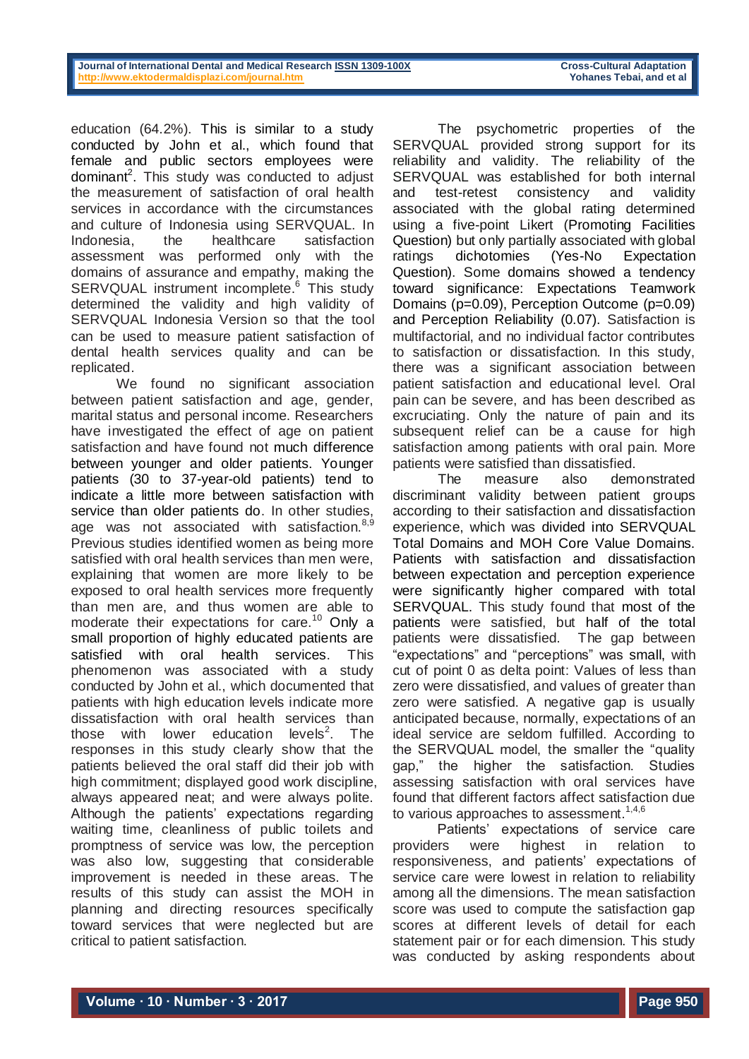education (64.2%). This is similar to a study conducted by John et al., which found that female and public sectors employees were dominant[2]. This study was conducted to adjust the measurement of satisfaction of oral health services in accordance with the circumstances and culture of Indonesia using SERVQUAL. In Indonesia, the healthcare satisfaction assessment was performed only with the domains of assurance and empathy, making the SERVQUAL instrument incomplete.[6] This study determined the validity and high validity of SERVQUAL Indonesia Version so that the tool can be used to measure patient satisfaction of dental health services quality and can be replicated.

We found no significant association between patient satisfaction and age, gender, marital status and personal income. Researchers have investigated the effect of age on patient satisfaction and have found not much difference between younger and older patients. Younger patients (30 to 37-year-old patients) tend to indicate a little more between satisfaction with service than older patients do. In other studies, age was not associated with satisfaction.[8,9] Previous studies identified women as being more satisfied with oral health services than men were, explaining that women are more likely to be exposed to oral health services more frequently than men are, and thus women are able to moderate their expectations for care.[10] Only a small proportion of highly educated patients are satisfied with oral health services. This phenomenon was associated with a study conducted by John et al., which documented that patients with high education levels indicate more dissatisfaction with oral health services than those with lower education levels[2]. The responses in this study clearly show that the patients believed the oral staff did their job with high commitment; displayed good work discipline, always appeared neat; and were always polite. Although the patients' expectations regarding waiting time, cleanliness of public toilets and promptness of service was low, the perception was also low, suggesting that considerable improvement is needed in these areas. The results of this study can assist the MOH in planning and directing resources specifically toward services that were neglected but are critical to patient satisfaction.

The psychometric properties of the SERVQUAL provided strong support for its reliability and validity. The reliability of the SERVQUAL was established for both internal and test-retest consistency and validity associated with the global rating determined using a five-point Likert (Promoting Facilities Question) but only partially associated with global ratings dichotomies (Yes-No Expectation Question). Some domains showed a tendency toward significance: Expectations Teamwork Domains (p=0.09), Perception Outcome (p=0.09) and Perception Reliability (0.07). Satisfaction is multifactorial, and no individual factor contributes to satisfaction or dissatisfaction. In this study, there was a significant association between patient satisfaction and educational level. Oral pain can be severe, and has been described as excruciating. Only the nature of pain and its subsequent relief can be a cause for high satisfaction among patients with oral pain. More patients were satisfied than dissatisfied.

The measure also demonstrated discriminant validity between patient groups according to their satisfaction and dissatisfaction experience, which was divided into SERVQUAL Total Domains and MOH Core Value Domains. Patients with satisfaction and dissatisfaction between expectation and perception experience were significantly higher compared with total SERVQUAL. This study found that most of the patients were satisfied, but half of the total patients were dissatisfied. The gap between "expectations" and "perceptions" was small, with cut of point 0 as delta point: Values of less than zero were dissatisfied, and values of greater than zero were satisfied. A negative gap is usually anticipated because, normally, expectations of an ideal service are seldom fulfilled. According to the SERVQUAL model, the smaller the "quality gap," the higher the satisfaction. Studies assessing satisfaction with oral services have found that different factors affect satisfaction due to various approaches to assessment.[1,4,6]

Patients' expectations of service care providers were highest in relation to responsiveness, and patients' expectations of service care were lowest in relation to reliability among all the dimensions. The mean satisfaction score was used to compute the satisfaction gap scores at different levels of detail for each statement pair or for each dimension. This study was conducted by asking respondents about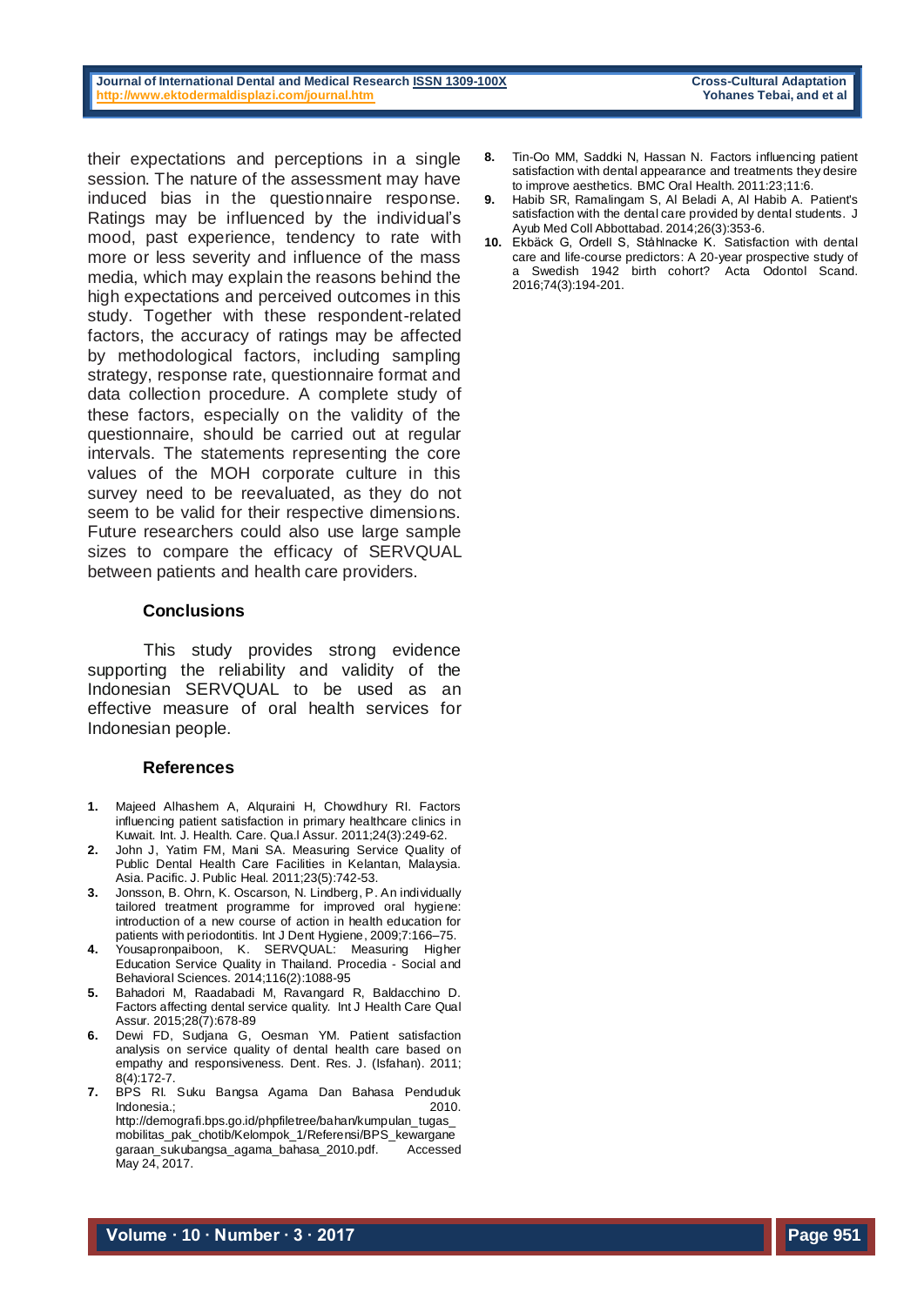their expectations and perceptions in a single session. The nature of the assessment may have induced bias in the questionnaire response. Ratings may be influenced by the individual's mood, past experience, tendency to rate with more or less severity and influence of the mass media, which may explain the reasons behind the high expectations and perceived outcomes in this study. Together with these respondent-related factors, the accuracy of ratings may be affected by methodological factors, including sampling strategy, response rate, questionnaire format and data collection procedure. A complete study of these factors, especially on the validity of the questionnaire, should be carried out at regular intervals. The statements representing the core values of the MOH corporate culture in this survey need to be reevaluated, as they do not seem to be valid for their respective dimensions. Future researchers could also use large sample sizes to compare the efficacy of SERVQUAL between patients and health care providers.

## Conclusions

This study provides strong evidence supporting the reliability and validity of the Indonesian SERVQUAL to be used as an effective measure of oral health services for Indonesian people.

## References

1. Majeed Alhashem A, Alquraini H, Chowdhury RI. Factors influencing patient satisfaction in primary healthcare clinics in Kuwait. Int. J. Health. Care. Qua.l Assur. 2011;24(3):249-62.
2. John J, Yatim FM, Mani SA. Measuring Service Quality of Public Dental Health Care Facilities in Kelantan, Malaysia. Asia. Pacific. J. Public Heal. 2011;23(5):742-53.
3. Jonsson, B. Ohrn, K. Oscarson, N. Lindberg, P. An individually tailored treatment programme for improved oral hygiene: introduction of a new course of action in health education for patients with periodontitis. Int J Dent Hygiene, 2009;7:166–75.
4. Yousapronpaiboon, K. SERVQUAL: Measuring Higher Education Service Quality in Thailand. Procedia - Social and Behavioral Sciences. 2014;116(2):1088-95
5. Bahadori M, Raadabadi M, Ravangard R, Baldacchino D. Factors affecting dental service quality. Int J Health Care Qual Assur. 2015;28(7):678-89
6. Dewi FD, Sudjana G, Oesman YM. Patient satisfaction analysis on service quality of dental health care based on empathy and responsiveness. Dent. Res. J. (Isfahan). 2011; 8(4):172-7.
7. BPS RI. Suku Bangsa Agama Dan Bahasa Penduduk Indonesia.; 2010. http://demografi.bps.go.id/phpfiletree/bahan/kumpulan_tugas_mobilitas_pak_chotib/Kelompok_1/Referensi/BPS_kewarganegaraan_sukubangsa_agama_bahasa_2010.pdf. Accessed May 24, 2017.
8. Tin-Oo MM, Saddki N, Hassan N. Factors influencing patient satisfaction with dental appearance and treatments they desire to improve aesthetics. BMC Oral Health. 2011:23;11:6.
9. Habib SR, Ramalingam S, Al Beladi A, Al Habib A. Patient's satisfaction with the dental care provided by dental students. J Ayub Med Coll Abbottabad. 2014;26(3):353-6.
10. Ekbäck G, Ordell S, Ståhlnacke K. Satisfaction with dental care and life-course predictors: A 20-year prospective study of a Swedish 1942 birth cohort? Acta Odontol Scand. 2016;74(3):194-201.